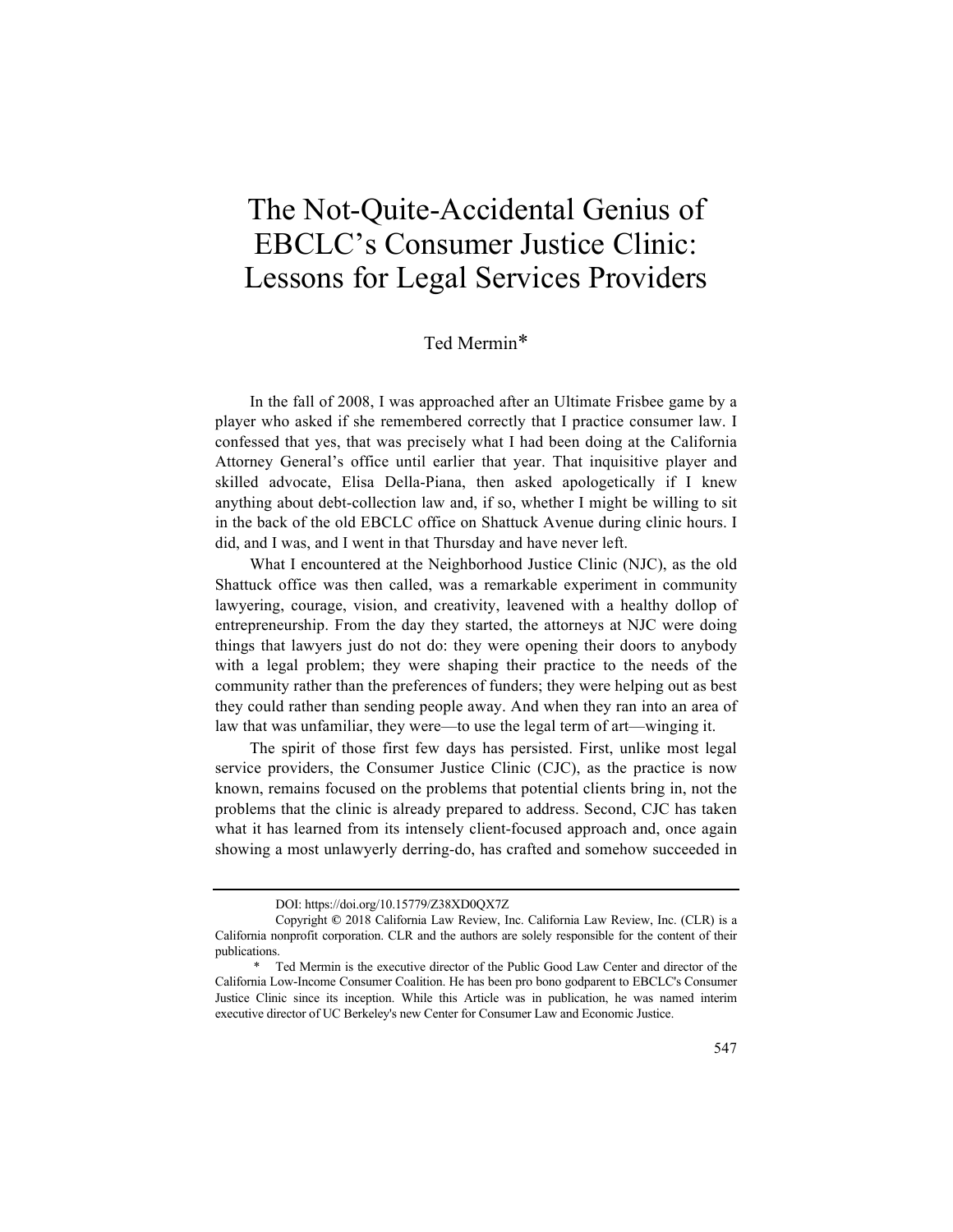# The Not-Quite-Accidental Genius of EBCLC's Consumer Justice Clinic: Lessons for Legal Services Providers

Ted Mermin*

In the fall of 2008, I was approached after an Ultimate Frisbee game by a player who asked if she remembered correctly that I practice consumer law. I confessed that yes, that was precisely what I had been doing at the California Attorney General's office until earlier that year. That inquisitive player and skilled advocate, Elisa Della-Piana, then asked apologetically if I knew anything about debt-collection law and, if so, whether I might be willing to sit in the back of the old EBCLC office on Shattuck Avenue during clinic hours. I did, and I was, and I went in that Thursday and have never left.

What I encountered at the Neighborhood Justice Clinic (NJC), as the old Shattuck office was then called, was a remarkable experiment in community lawyering, courage, vision, and creativity, leavened with a healthy dollop of entrepreneurship. From the day they started, the attorneys at NJC were doing things that lawyers just do not do: they were opening their doors to anybody with a legal problem; they were shaping their practice to the needs of the community rather than the preferences of funders; they were helping out as best they could rather than sending people away. And when they ran into an area of law that was unfamiliar, they were—to use the legal term of art—winging it.

The spirit of those first few days has persisted. First, unlike most legal service providers, the Consumer Justice Clinic (CJC), as the practice is now known, remains focused on the problems that potential clients bring in, not the problems that the clinic is already prepared to address. Second, CJC has taken what it has learned from its intensely client-focused approach and, once again showing a most unlawyerly derring-do, has crafted and somehow succeeded in

---

DOI: https://doi.org/10.15779/Z38XD0QX7Z

Copyright © 2018 California Law Review, Inc. California Law Review, Inc. (CLR) is a California nonprofit corporation. CLR and the authors are solely responsible for the content of their publications.

\* Ted Mermin is the executive director of the Public Good Law Center and director of the California Low-Income Consumer Coalition. He has been pro bono godparent to EBCLC's Consumer Justice Clinic since its inception. While this Article was in publication, he was named interim executive director of UC Berkeley's new Center for Consumer Law and Economic Justice.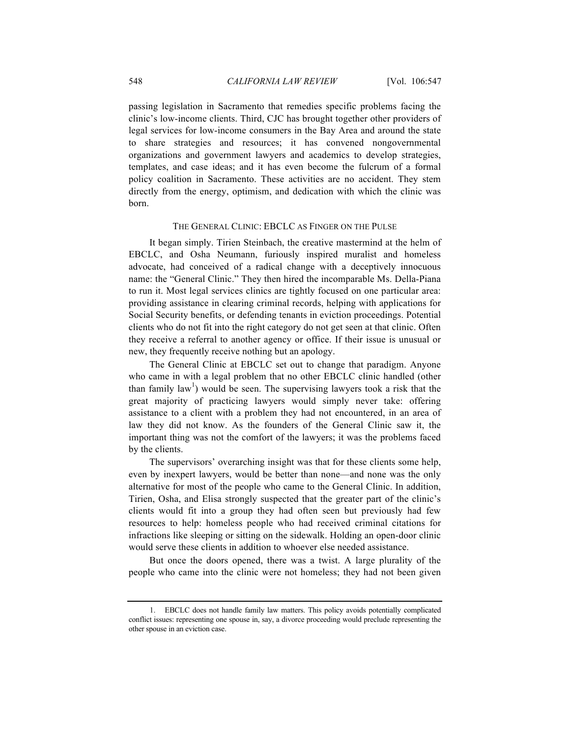passing legislation in Sacramento that remedies specific problems facing the clinic's low-income clients. Third, CJC has brought together other providers of legal services for low-income consumers in the Bay Area and around the state to share strategies and resources; it has convened nongovernmental organizations and government lawyers and academics to develop strategies, templates, and case ideas; and it has even become the fulcrum of a formal policy coalition in Sacramento. These activities are no accident. They stem directly from the energy, optimism, and dedication with which the clinic was born.

## THE GENERAL CLINIC: EBCLC AS FINGER ON THE PULSE

It began simply. Tirien Steinbach, the creative mastermind at the helm of EBCLC, and Osha Neumann, furiously inspired muralist and homeless advocate, had conceived of a radical change with a deceptively innocuous name: the "General Clinic." They then hired the incomparable Ms. Della-Piana to run it. Most legal services clinics are tightly focused on one particular area: providing assistance in clearing criminal records, helping with applications for Social Security benefits, or defending tenants in eviction proceedings. Potential clients who do not fit into the right category do not get seen at that clinic. Often they receive a referral to another agency or office. If their issue is unusual or new, they frequently receive nothing but an apology.

The General Clinic at EBCLC set out to change that paradigm. Anyone who came in with a legal problem that no other EBCLC clinic handled (other than family law[1]) would be seen. The supervising lawyers took a risk that the great majority of practicing lawyers would simply never take: offering assistance to a client with a problem they had not encountered, in an area of law they did not know. As the founders of the General Clinic saw it, the important thing was not the comfort of the lawyers; it was the problems faced by the clients.

The supervisors' overarching insight was that for these clients some help, even by inexpert lawyers, would be better than none—and none was the only alternative for most of the people who came to the General Clinic. In addition, Tirien, Osha, and Elisa strongly suspected that the greater part of the clinic's clients would fit into a group they had often seen but previously had few resources to help: homeless people who had received criminal citations for infractions like sleeping or sitting on the sidewalk. Holding an open-door clinic would serve these clients in addition to whoever else needed assistance.

But once the doors opened, there was a twist. A large plurality of the people who came into the clinic were not homeless; they had not been given

---

1. EBCLC does not handle family law matters. This policy avoids potentially complicated conflict issues: representing one spouse in, say, a divorce proceeding would preclude representing the other spouse in an eviction case.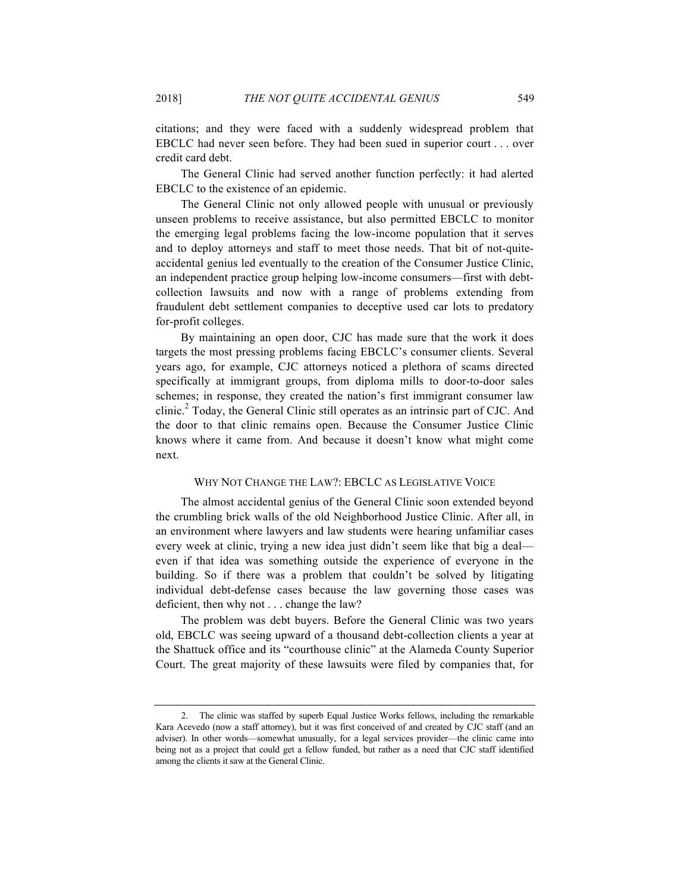citations; and they were faced with a suddenly widespread problem that EBCLC had never seen before. They had been sued in superior court . . . over credit card debt.

The General Clinic had served another function perfectly: it had alerted EBCLC to the existence of an epidemic.

The General Clinic not only allowed people with unusual or previously unseen problems to receive assistance, but also permitted EBCLC to monitor the emerging legal problems facing the low-income population that it serves and to deploy attorneys and staff to meet those needs. That bit of not-quite-accidental genius led eventually to the creation of the Consumer Justice Clinic, an independent practice group helping low-income consumers—first with debt-collection lawsuits and now with a range of problems extending from fraudulent debt settlement companies to deceptive used car lots to predatory for-profit colleges.

By maintaining an open door, CJC has made sure that the work it does targets the most pressing problems facing EBCLC's consumer clients. Several years ago, for example, CJC attorneys noticed a plethora of scams directed specifically at immigrant groups, from diploma mills to door-to-door sales schemes; in response, they created the nation's first immigrant consumer law clinic.[2] Today, the General Clinic still operates as an intrinsic part of CJC. And the door to that clinic remains open. Because the Consumer Justice Clinic knows where it came from. And because it doesn't know what might come next.

## WHY NOT CHANGE THE LAW?: EBCLC AS LEGISLATIVE VOICE

The almost accidental genius of the General Clinic soon extended beyond the crumbling brick walls of the old Neighborhood Justice Clinic. After all, in an environment where lawyers and law students were hearing unfamiliar cases every week at clinic, trying a new idea just didn't seem like that big a deal—even if that idea was something outside the experience of everyone in the building. So if there was a problem that couldn't be solved by litigating individual debt-defense cases because the law governing those cases was deficient, then why not . . . change the law?

The problem was debt buyers. Before the General Clinic was two years old, EBCLC was seeing upward of a thousand debt-collection clients a year at the Shattuck office and its "courthouse clinic" at the Alameda County Superior Court. The great majority of these lawsuits were filed by companies that, for

---

2. The clinic was staffed by superb Equal Justice Works fellows, including the remarkable Kara Acevedo (now a staff attorney), but it was first conceived of and created by CJC staff (and an adviser). In other words—somewhat unusually, for a legal services provider—the clinic came into being not as a project that could get a fellow funded, but rather as a need that CJC staff identified among the clients it saw at the General Clinic.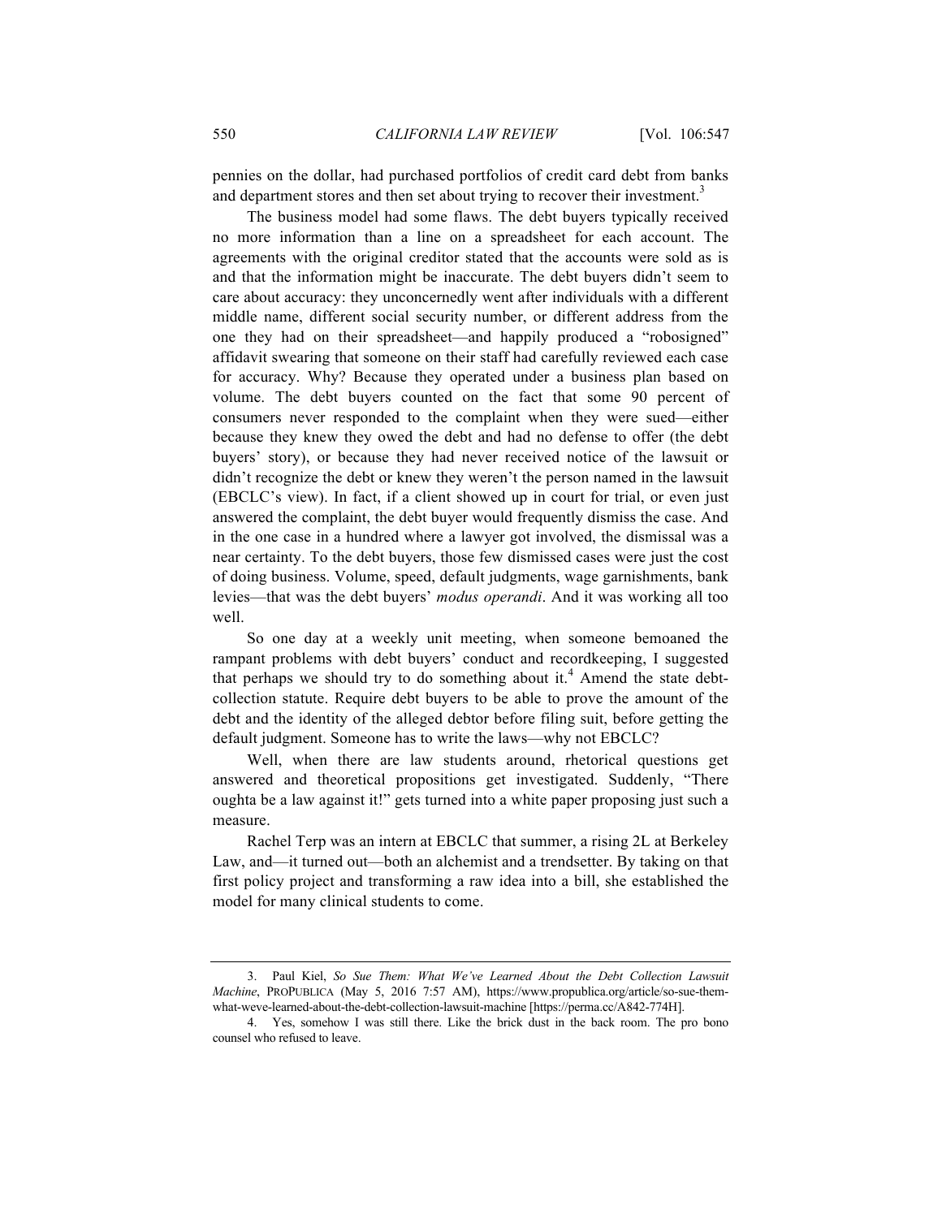pennies on the dollar, had purchased portfolios of credit card debt from banks and department stores and then set about trying to recover their investment.[3]

The business model had some flaws. The debt buyers typically received no more information than a line on a spreadsheet for each account. The agreements with the original creditor stated that the accounts were sold as is and that the information might be inaccurate. The debt buyers didn't seem to care about accuracy: they unconcernedly went after individuals with a different middle name, different social security number, or different address from the one they had on their spreadsheet—and happily produced a "robosigned" affidavit swearing that someone on their staff had carefully reviewed each case for accuracy. Why? Because they operated under a business plan based on volume. The debt buyers counted on the fact that some 90 percent of consumers never responded to the complaint when they were sued—either because they knew they owed the debt and had no defense to offer (the debt buyers' story), or because they had never received notice of the lawsuit or didn't recognize the debt or knew they weren't the person named in the lawsuit (EBCLC's view). In fact, if a client showed up in court for trial, or even just answered the complaint, the debt buyer would frequently dismiss the case. And in the one case in a hundred where a lawyer got involved, the dismissal was a near certainty. To the debt buyers, those few dismissed cases were just the cost of doing business. Volume, speed, default judgments, wage garnishments, bank levies—that was the debt buyers' *modus operandi*. And it was working all too well.

So one day at a weekly unit meeting, when someone bemoaned the rampant problems with debt buyers' conduct and recordkeeping, I suggested that perhaps we should try to do something about it.[4] Amend the state debt-collection statute. Require debt buyers to be able to prove the amount of the debt and the identity of the alleged debtor before filing suit, before getting the default judgment. Someone has to write the laws—why not EBCLC?

Well, when there are law students around, rhetorical questions get answered and theoretical propositions get investigated. Suddenly, "There oughta be a law against it!" gets turned into a white paper proposing just such a measure.

Rachel Terp was an intern at EBCLC that summer, a rising 2L at Berkeley Law, and—it turned out—both an alchemist and a trendsetter. By taking on that first policy project and transforming a raw idea into a bill, she established the model for many clinical students to come.

---

3. Paul Kiel, *So Sue Them: What We've Learned About the Debt Collection Lawsuit Machine*, PROPUBLICA (May 5, 2016 7:57 AM), https://www.propublica.org/article/so-sue-them-what-weve-learned-about-the-debt-collection-lawsuit-machine [https://perma.cc/A842-774H].

4. Yes, somehow I was still there. Like the brick dust in the back room. The pro bono counsel who refused to leave.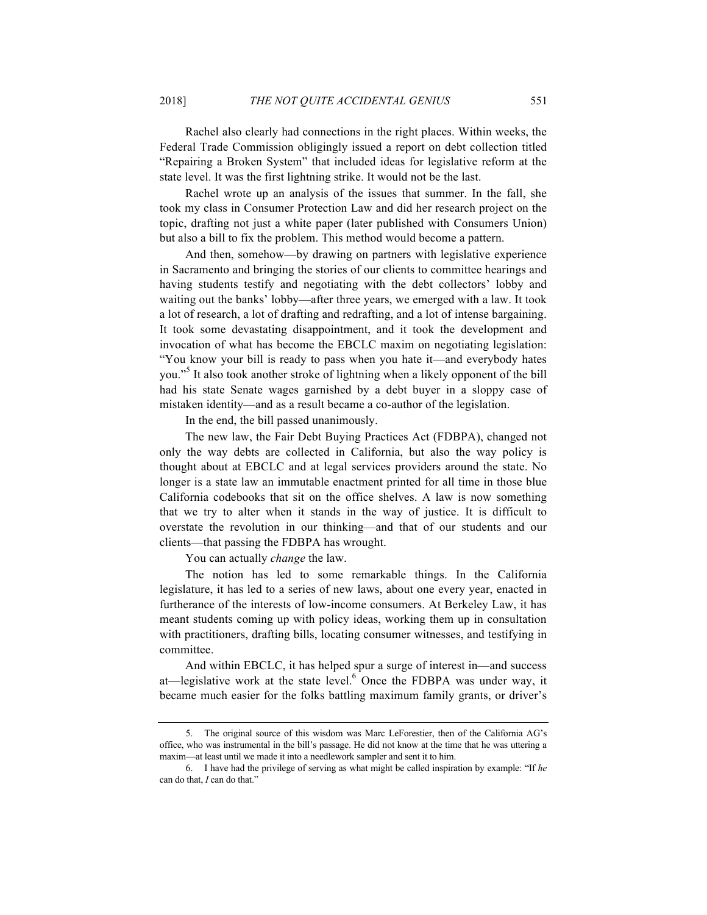Rachel also clearly had connections in the right places. Within weeks, the Federal Trade Commission obligingly issued a report on debt collection titled "Repairing a Broken System" that included ideas for legislative reform at the state level. It was the first lightning strike. It would not be the last.

Rachel wrote up an analysis of the issues that summer. In the fall, she took my class in Consumer Protection Law and did her research project on the topic, drafting not just a white paper (later published with Consumers Union) but also a bill to fix the problem. This method would become a pattern.

And then, somehow—by drawing on partners with legislative experience in Sacramento and bringing the stories of our clients to committee hearings and having students testify and negotiating with the debt collectors' lobby and waiting out the banks' lobby—after three years, we emerged with a law. It took a lot of research, a lot of drafting and redrafting, and a lot of intense bargaining. It took some devastating disappointment, and it took the development and invocation of what has become the EBCLC maxim on negotiating legislation: "You know your bill is ready to pass when you hate it—and everybody hates you."[5] It also took another stroke of lightning when a likely opponent of the bill had his state Senate wages garnished by a debt buyer in a sloppy case of mistaken identity—and as a result became a co-author of the legislation.

In the end, the bill passed unanimously.

The new law, the Fair Debt Buying Practices Act (FDBPA), changed not only the way debts are collected in California, but also the way policy is thought about at EBCLC and at legal services providers around the state. No longer is a state law an immutable enactment printed for all time in those blue California codebooks that sit on the office shelves. A law is now something that we try to alter when it stands in the way of justice. It is difficult to overstate the revolution in our thinking—and that of our students and our clients—that passing the FDBPA has wrought.

You can actually *change* the law.

The notion has led to some remarkable things. In the California legislature, it has led to a series of new laws, about one every year, enacted in furtherance of the interests of low-income consumers. At Berkeley Law, it has meant students coming up with policy ideas, working them up in consultation with practitioners, drafting bills, locating consumer witnesses, and testifying in committee.

And within EBCLC, it has helped spur a surge of interest in—and success at—legislative work at the state level.[6] Once the FDBPA was under way, it became much easier for the folks battling maximum family grants, or driver's

---

5. The original source of this wisdom was Marc LeForestier, then of the California AG's office, who was instrumental in the bill's passage. He did not know at the time that he was uttering a maxim—at least until we made it into a needlework sampler and sent it to him.

6. I have had the privilege of serving as what might be called inspiration by example: "If *he* can do that, *I* can do that."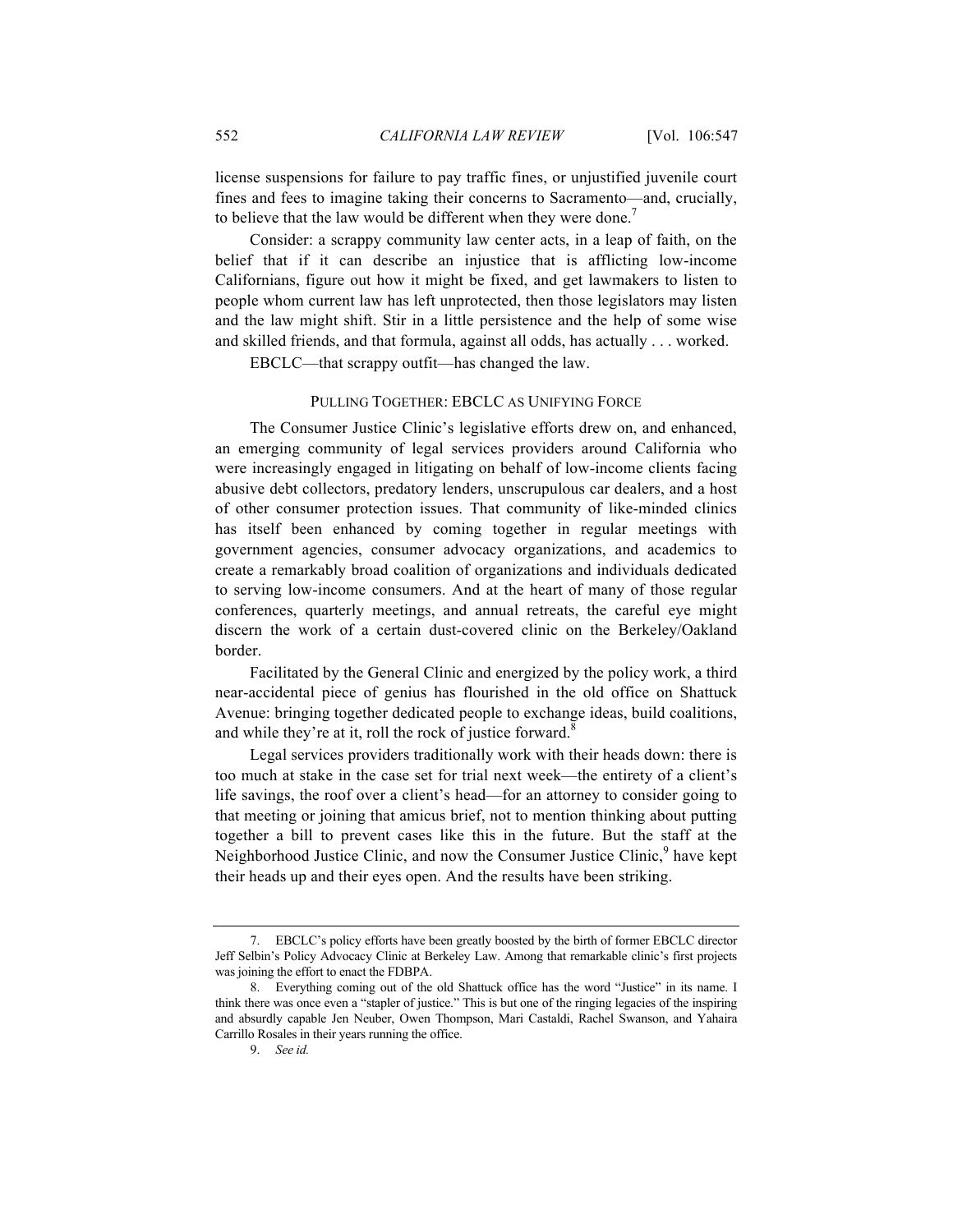license suspensions for failure to pay traffic fines, or unjustified juvenile court fines and fees to imagine taking their concerns to Sacramento—and, crucially, to believe that the law would be different when they were done.[7]

Consider: a scrappy community law center acts, in a leap of faith, on the belief that if it can describe an injustice that is afflicting low-income Californians, figure out how it might be fixed, and get lawmakers to listen to people whom current law has left unprotected, then those legislators may listen and the law might shift. Stir in a little persistence and the help of some wise and skilled friends, and that formula, against all odds, has actually . . . worked.

EBCLC—that scrappy outfit—has changed the law.

## PULLING TOGETHER: EBCLC AS UNIFYING FORCE

The Consumer Justice Clinic's legislative efforts drew on, and enhanced, an emerging community of legal services providers around California who were increasingly engaged in litigating on behalf of low-income clients facing abusive debt collectors, predatory lenders, unscrupulous car dealers, and a host of other consumer protection issues. That community of like-minded clinics has itself been enhanced by coming together in regular meetings with government agencies, consumer advocacy organizations, and academics to create a remarkably broad coalition of organizations and individuals dedicated to serving low-income consumers. And at the heart of many of those regular conferences, quarterly meetings, and annual retreats, the careful eye might discern the work of a certain dust-covered clinic on the Berkeley/Oakland border.

Facilitated by the General Clinic and energized by the policy work, a third near-accidental piece of genius has flourished in the old office on Shattuck Avenue: bringing together dedicated people to exchange ideas, build coalitions, and while they're at it, roll the rock of justice forward.[8]

Legal services providers traditionally work with their heads down: there is too much at stake in the case set for trial next week—the entirety of a client's life savings, the roof over a client's head—for an attorney to consider going to that meeting or joining that amicus brief, not to mention thinking about putting together a bill to prevent cases like this in the future. But the staff at the Neighborhood Justice Clinic, and now the Consumer Justice Clinic,[9] have kept their heads up and their eyes open. And the results have been striking.

---

7. EBCLC's policy efforts have been greatly boosted by the birth of former EBCLC director Jeff Selbin's Policy Advocacy Clinic at Berkeley Law. Among that remarkable clinic's first projects was joining the effort to enact the FDBPA.

8. Everything coming out of the old Shattuck office has the word "Justice" in its name. I think there was once even a "stapler of justice." This is but one of the ringing legacies of the inspiring and absurdly capable Jen Neuber, Owen Thompson, Mari Castaldi, Rachel Swanson, and Yahaira Carrillo Rosales in their years running the office.

9. *See id.*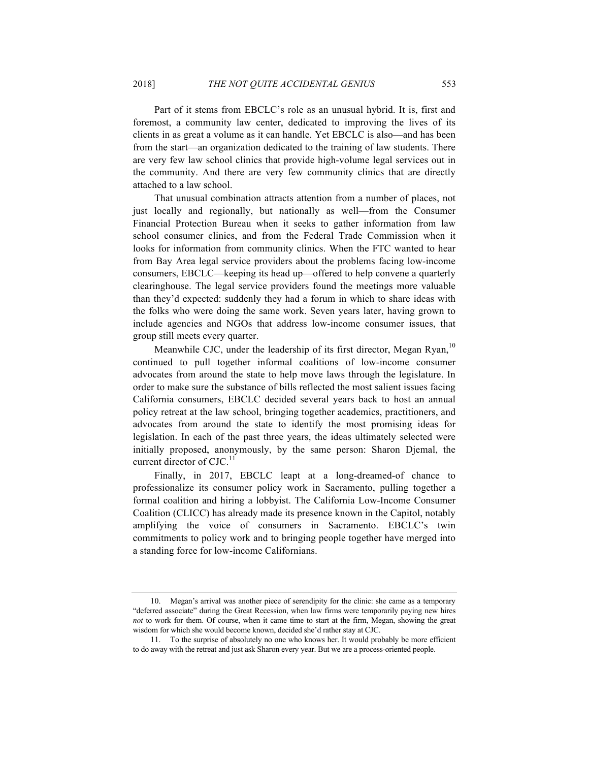Part of it stems from EBCLC's role as an unusual hybrid. It is, first and foremost, a community law center, dedicated to improving the lives of its clients in as great a volume as it can handle. Yet EBCLC is also—and has been from the start—an organization dedicated to the training of law students. There are very few law school clinics that provide high-volume legal services out in the community. And there are very few community clinics that are directly attached to a law school.

That unusual combination attracts attention from a number of places, not just locally and regionally, but nationally as well—from the Consumer Financial Protection Bureau when it seeks to gather information from law school consumer clinics, and from the Federal Trade Commission when it looks for information from community clinics. When the FTC wanted to hear from Bay Area legal service providers about the problems facing low-income consumers, EBCLC—keeping its head up—offered to help convene a quarterly clearinghouse. The legal service providers found the meetings more valuable than they'd expected: suddenly they had a forum in which to share ideas with the folks who were doing the same work. Seven years later, having grown to include agencies and NGOs that address low-income consumer issues, that group still meets every quarter.

Meanwhile CJC, under the leadership of its first director, Megan Ryan,[10] continued to pull together informal coalitions of low-income consumer advocates from around the state to help move laws through the legislature. In order to make sure the substance of bills reflected the most salient issues facing California consumers, EBCLC decided several years back to host an annual policy retreat at the law school, bringing together academics, practitioners, and advocates from around the state to identify the most promising ideas for legislation. In each of the past three years, the ideas ultimately selected were initially proposed, anonymously, by the same person: Sharon Djemal, the current director of CJC.[11]

Finally, in 2017, EBCLC leapt at a long-dreamed-of chance to professionalize its consumer policy work in Sacramento, pulling together a formal coalition and hiring a lobbyist. The California Low-Income Consumer Coalition (CLICC) has already made its presence known in the Capitol, notably amplifying the voice of consumers in Sacramento. EBCLC's twin commitments to policy work and to bringing people together have merged into a standing force for low-income Californians.

---

10. Megan's arrival was another piece of serendipity for the clinic: she came as a temporary "deferred associate" during the Great Recession, when law firms were temporarily paying new hires *not* to work for them. Of course, when it came time to start at the firm, Megan, showing the great wisdom for which she would become known, decided she'd rather stay at CJC.

11. To the surprise of absolutely no one who knows her. It would probably be more efficient to do away with the retreat and just ask Sharon every year. But we are a process-oriented people.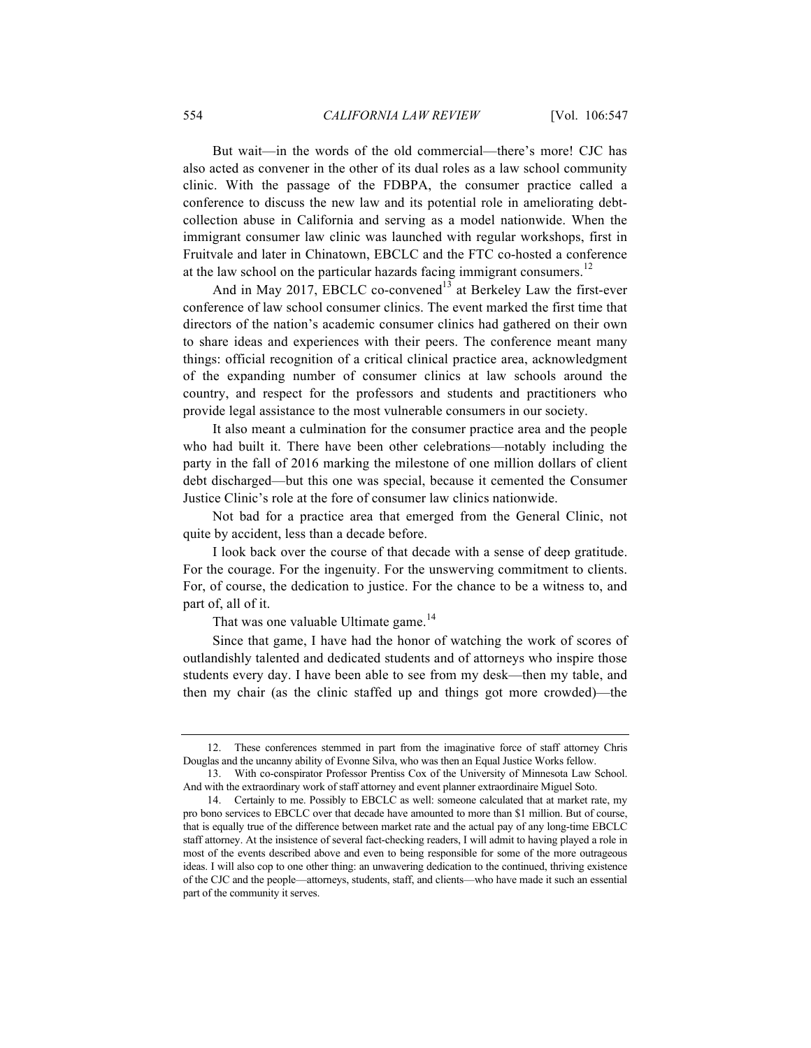But wait—in the words of the old commercial—there's more! CJC has also acted as convener in the other of its dual roles as a law school community clinic. With the passage of the FDBPA, the consumer practice called a conference to discuss the new law and its potential role in ameliorating debt-collection abuse in California and serving as a model nationwide. When the immigrant consumer law clinic was launched with regular workshops, first in Fruitvale and later in Chinatown, EBCLC and the FTC co-hosted a conference at the law school on the particular hazards facing immigrant consumers.[12]

And in May 2017, EBCLC co-convened[13] at Berkeley Law the first-ever conference of law school consumer clinics. The event marked the first time that directors of the nation's academic consumer clinics had gathered on their own to share ideas and experiences with their peers. The conference meant many things: official recognition of a critical clinical practice area, acknowledgment of the expanding number of consumer clinics at law schools around the country, and respect for the professors and students and practitioners who provide legal assistance to the most vulnerable consumers in our society.

It also meant a culmination for the consumer practice area and the people who had built it. There have been other celebrations—notably including the party in the fall of 2016 marking the milestone of one million dollars of client debt discharged—but this one was special, because it cemented the Consumer Justice Clinic's role at the fore of consumer law clinics nationwide.

Not bad for a practice area that emerged from the General Clinic, not quite by accident, less than a decade before.

I look back over the course of that decade with a sense of deep gratitude. For the courage. For the ingenuity. For the unswerving commitment to clients. For, of course, the dedication to justice. For the chance to be a witness to, and part of, all of it.

That was one valuable Ultimate game.[14]

Since that game, I have had the honor of watching the work of scores of outlandishly talented and dedicated students and of attorneys who inspire those students every day. I have been able to see from my desk—then my table, and then my chair (as the clinic staffed up and things got more crowded)—the

---

12. These conferences stemmed in part from the imaginative force of staff attorney Chris Douglas and the uncanny ability of Evonne Silva, who was then an Equal Justice Works fellow.

13. With co-conspirator Professor Prentiss Cox of the University of Minnesota Law School. And with the extraordinary work of staff attorney and event planner extraordinaire Miguel Soto.

14. Certainly to me. Possibly to EBCLC as well: someone calculated that at market rate, my pro bono services to EBCLC over that decade have amounted to more than $1 million. But of course, that is equally true of the difference between market rate and the actual pay of any long-time EBCLC staff attorney. At the insistence of several fact-checking readers, I will admit to having played a role in most of the events described above and even to being responsible for some of the more outrageous ideas. I will also cop to one other thing: an unwavering dedication to the continued, thriving existence of the CJC and the people—attorneys, students, staff, and clients—who have made it such an essential part of the community it serves.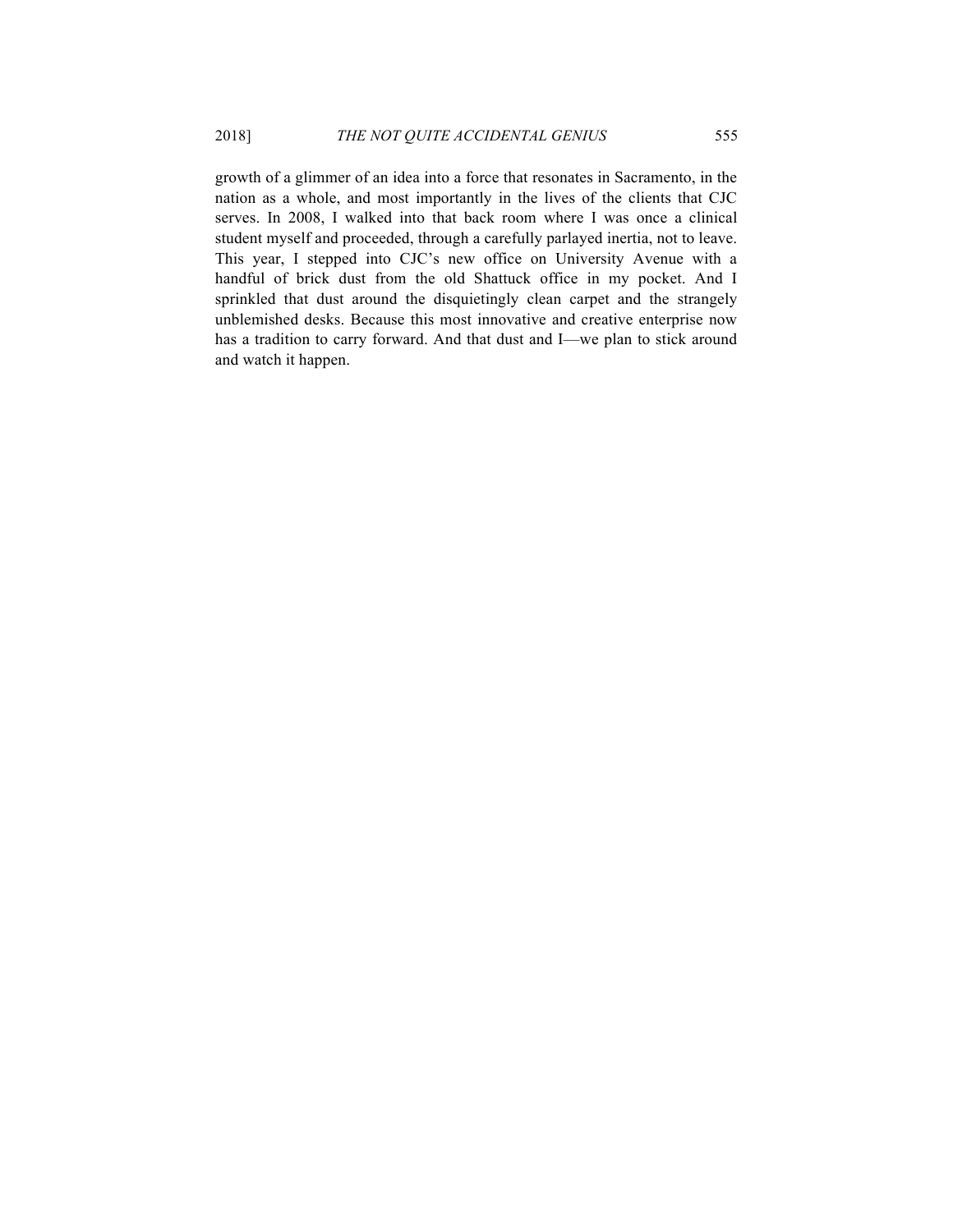growth of a glimmer of an idea into a force that resonates in Sacramento, in the nation as a whole, and most importantly in the lives of the clients that CJC serves. In 2008, I walked into that back room where I was once a clinical student myself and proceeded, through a carefully parlayed inertia, not to leave. This year, I stepped into CJC's new office on University Avenue with a handful of brick dust from the old Shattuck office in my pocket. And I sprinkled that dust around the disquietingly clean carpet and the strangely unblemished desks. Because this most innovative and creative enterprise now has a tradition to carry forward. And that dust and I—we plan to stick around and watch it happen.